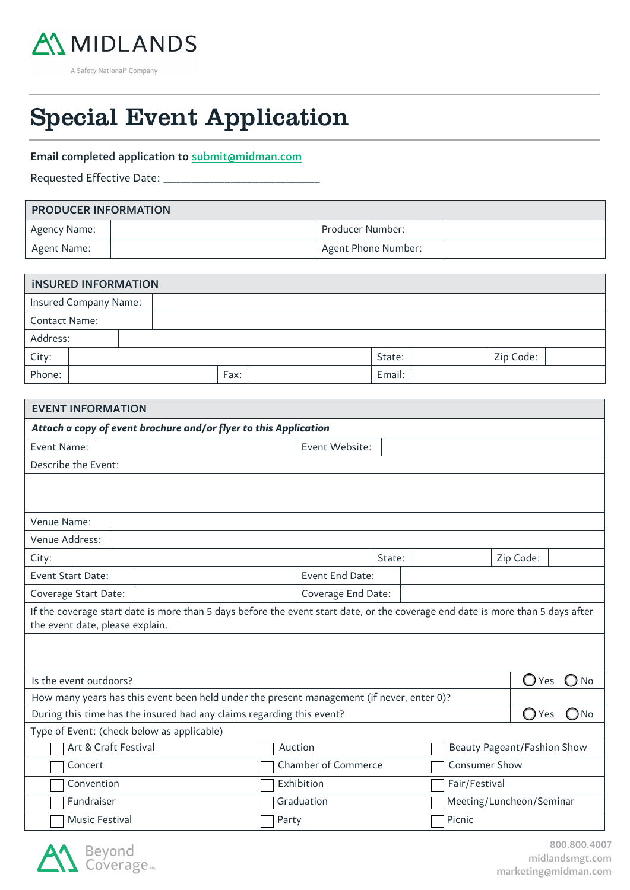MIDLANDS

A Safety National® Company

# Special Event Application

**Email completed application to submit@midman.com**

Requested Effective Date: ___________________________

| PRODUCER INFORMATION | | | |
|---|---|---|---|
| Agency Name: | | Producer Number: | |
| Agent Name: | | Agent Phone Number: | |

| INSURED INFORMATION | | | | | |
|---|---|---|---|---|---|
| Insured Company Name: | | | | | |
| Contact Name: | | | | | |
| Address: | | | | | |
| City: | | State: | | Zip Code: | |
| Phone: | Fax: | Email: | | | |

| EVENT INFORMATION | | | |
|---|---|---|---|
| ***Attach a copy of event brochure and/or flyer to this Application*** | | | |
| Event Name: | | Event Website: | |
| Describe the Event: | | | |
| Venue Name: | | | |
| Venue Address: | | | |
| City: | State: | | Zip Code: |
| Event Start Date: | | Event End Date: | |
| Coverage Start Date: | | Coverage End Date: | |
| If the coverage start date is more than 5 days before the event start date, or the coverage end date is more than 5 days after the event date, please explain. | | | |
| Is the event outdoors? | | | ◯ Yes ◯ No |
| How many years has this event been held under the present management (if never, enter 0)? | | | |
| During this time has the insured had any claims regarding this event? | | | ◯ Yes ◯ No |
| Type of Event: (check below as applicable) | | | |
| ☐ Art & Craft Festival | ☐ Auction | ☐ Beauty Pageant/Fashion Show | |
| ☐ Concert | ☐ Chamber of Commerce | ☐ Consumer Show | |
| ☐ Convention | ☐ Exhibition | ☐ Fair/Festival | |
| ☐ Fundraiser | ☐ Graduation | ☐ Meeting/Luncheon/Seminar | |
| ☐ Music Festival | ☐ Party | ☐ Picnic | |

Beyond Coverage™

800.800.4007
midlandsmgt.com
marketing@midman.com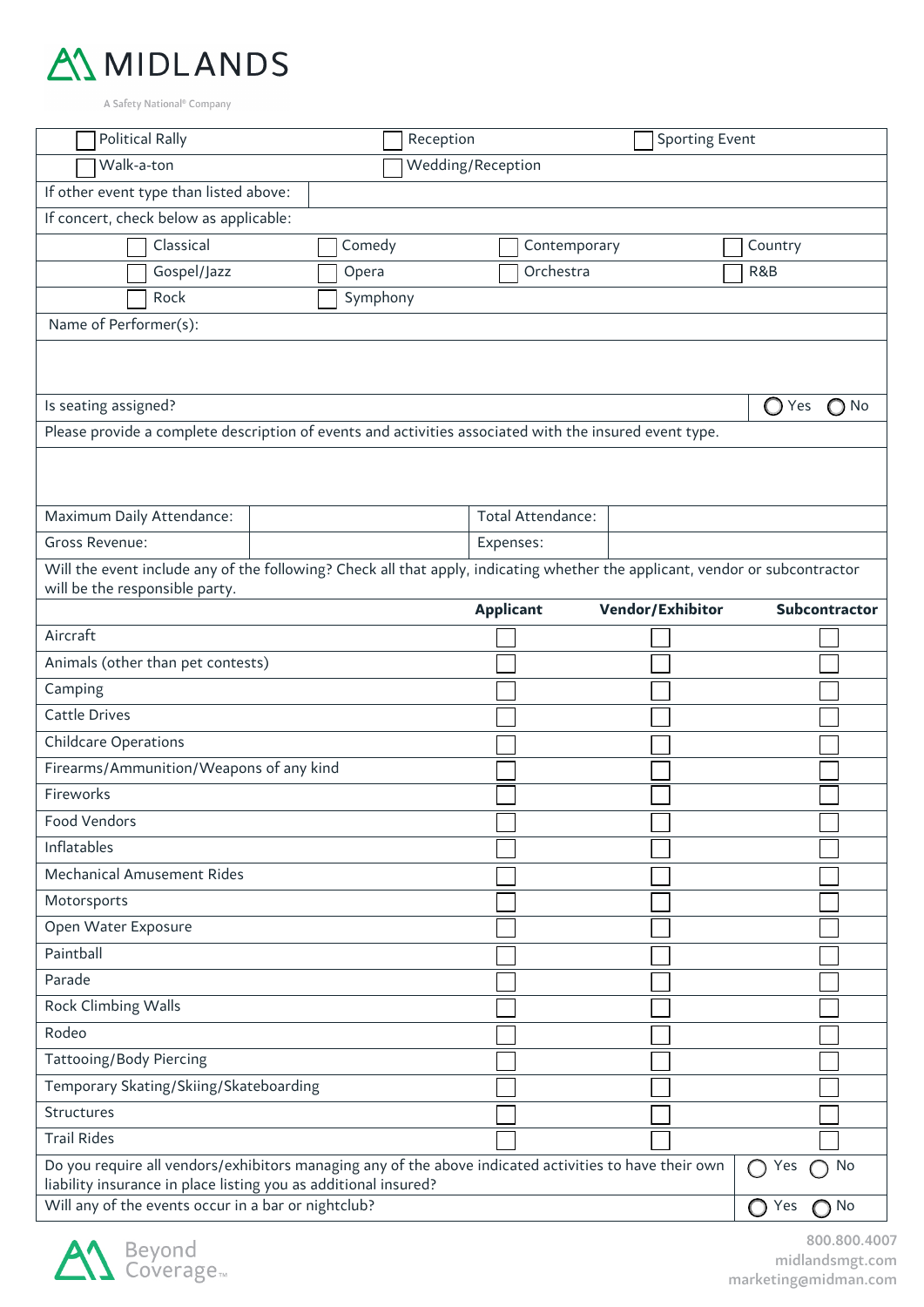**MIDLANDS**

A Safety National® Company

| | | |
|---|---|---|
| ☐ Political Rally | ☐ Reception | ☐ Sporting Event |
| ☐ Walk-a-ton | ☐ Wedding/Reception | |

| | |
|---|---|
| If other event type than listed above: | |
| If concert, check below as applicable: | |

| | | | |
|---|---|---|---|
| ☐ Classical | ☐ Comedy | ☐ Contemporary | ☐ Country |
| ☐ Gospel/Jazz | ☐ Opera | ☐ Orchestra | ☐ R&B |
| ☐ Rock | ☐ Symphony | | |

Name of Performer(s):

| | |
|---|---|
| Is seating assigned? | ◯ Yes ◯ No |

Please provide a complete description of events and activities associated with the insured event type.

| | | | |
|---|---|---|---|
| Maximum Daily Attendance: | | Total Attendance: | |
| Gross Revenue: | | Expenses: | |

Will the event include any of the following? Check all that apply, indicating whether the applicant, vendor or subcontractor will be the responsible party.

| | **Applicant** | **Vendor/Exhibitor** | **Subcontractor** |
|---|---|---|---|
| Aircraft | ☐ | ☐ | ☐ |
| Animals (other than pet contests) | ☐ | ☐ | ☐ |
| Camping | ☐ | ☐ | ☐ |
| Cattle Drives | ☐ | ☐ | ☐ |
| Childcare Operations | ☐ | ☐ | ☐ |
| Firearms/Ammunition/Weapons of any kind | ☐ | ☐ | ☐ |
| Fireworks | ☐ | ☐ | ☐ |
| Food Vendors | ☐ | ☐ | ☐ |
| Inflatables | ☐ | ☐ | ☐ |
| Mechanical Amusement Rides | ☐ | ☐ | ☐ |
| Motorsports | ☐ | ☐ | ☐ |
| Open Water Exposure | ☐ | ☐ | ☐ |
| Paintball | ☐ | ☐ | ☐ |
| Parade | ☐ | ☐ | ☐ |
| Rock Climbing Walls | ☐ | ☐ | ☐ |
| Rodeo | ☐ | ☐ | ☐ |
| Tattooing/Body Piercing | ☐ | ☐ | ☐ |
| Temporary Skating/Skiing/Skateboarding | ☐ | ☐ | ☐ |
| Structures | ☐ | ☐ | ☐ |
| Trail Rides | ☐ | ☐ | ☐ |

| | |
|---|---|
| Do you require all vendors/exhibitors managing any of the above indicated activities to have their own liability insurance in place listing you as additional insured? | ◯ Yes ◯ No |
| Will any of the events occur in a bar or nightclub? | ◯ Yes ◯ No |

Beyond Coverage™

800.800.4007
midlandsmgt.com
marketing@midman.com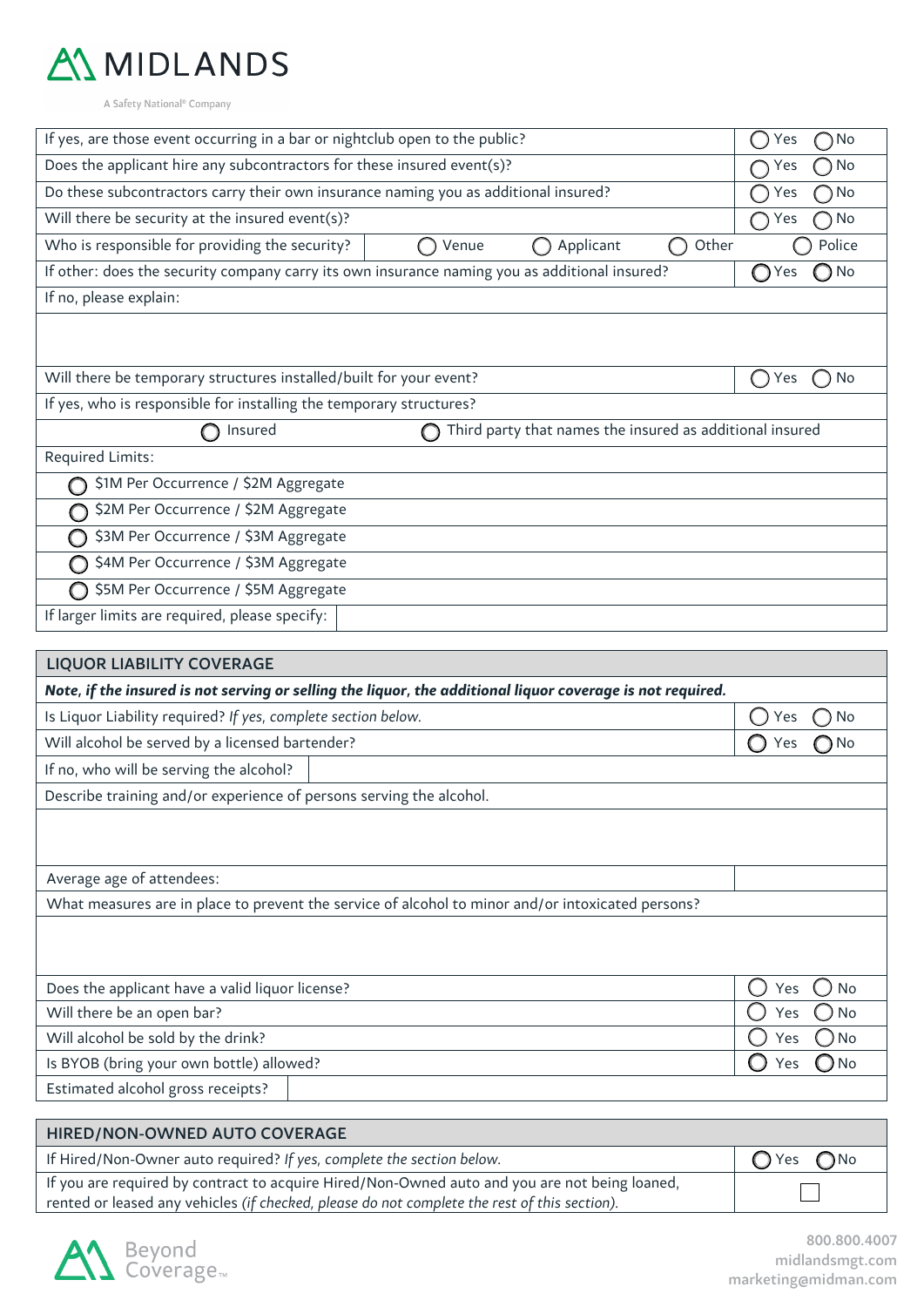# MIDLANDS

A Safety National® Company

| | |
|---|---|
| If yes, are those event occurring in a bar or nightclub open to the public? | ◯ Yes ◯ No |
| Does the applicant hire any subcontractors for these insured event(s)? | ◯ Yes ◯ No |
| Do these subcontractors carry their own insurance naming you as additional insured? | ◯ Yes ◯ No |
| Will there be security at the insured event(s)? | ◯ Yes ◯ No |
| Who is responsible for providing the security? ◯ Venue ◯ Applicant ◯ Other | ◯ Police |
| If other: does the security company carry its own insurance naming you as additional insured? | ◯ Yes ◯ No |
| If no, please explain: | |
| | |
| Will there be temporary structures installed/built for your event? | ◯ Yes ◯ No |
| If yes, who is responsible for installing the temporary structures? | |
| ◯ Insured ◯ Third party that names the insured as additional insured | |
| Required Limits: | |
| ◯ $1M Per Occurrence / $2M Aggregate | |
| ◯ $2M Per Occurrence / $2M Aggregate | |
| ◯ $3M Per Occurrence / $3M Aggregate | |
| ◯ $4M Per Occurrence / $3M Aggregate | |
| ◯ $5M Per Occurrence / $5M Aggregate | |
| If larger limits are required, please specify: | |

## LIQUOR LIABILITY COVERAGE

***Note, if the insured is not serving or selling the liquor, the additional liquor coverage is not required.***

| | |
|---|---|
| Is Liquor Liability required? *If yes, complete section below.* | ◯ Yes ◯ No |
| Will alcohol be served by a licensed bartender? | ◯ Yes ◯ No |
| If no, who will be serving the alcohol? | |
| Describe training and/or experience of persons serving the alcohol. | |
| | |
| Average age of attendees: | |
| What measures are in place to prevent the service of alcohol to minor and/or intoxicated persons? | |
| | |
| Does the applicant have a valid liquor license? | ◯ Yes ◯ No |
| Will there be an open bar? | ◯ Yes ◯ No |
| Will alcohol be sold by the drink? | ◯ Yes ◯ No |
| Is BYOB (bring your own bottle) allowed? | ◯ Yes ◯ No |
| Estimated alcohol gross receipts? | |

## HIRED/NON-OWNED AUTO COVERAGE

| | |
|---|---|
| If Hired/Non-Owner auto required? *If yes, complete the section below.* | ◯ Yes ◯ No |
| If you are required by contract to acquire Hired/Non-Owned auto and you are not being loaned, rented or leased any vehicles *(if checked, please do not complete the rest of this section).* | ☐ |

Beyond Coverage™

800.800.4007
midlandsmgt.com
marketing@midman.com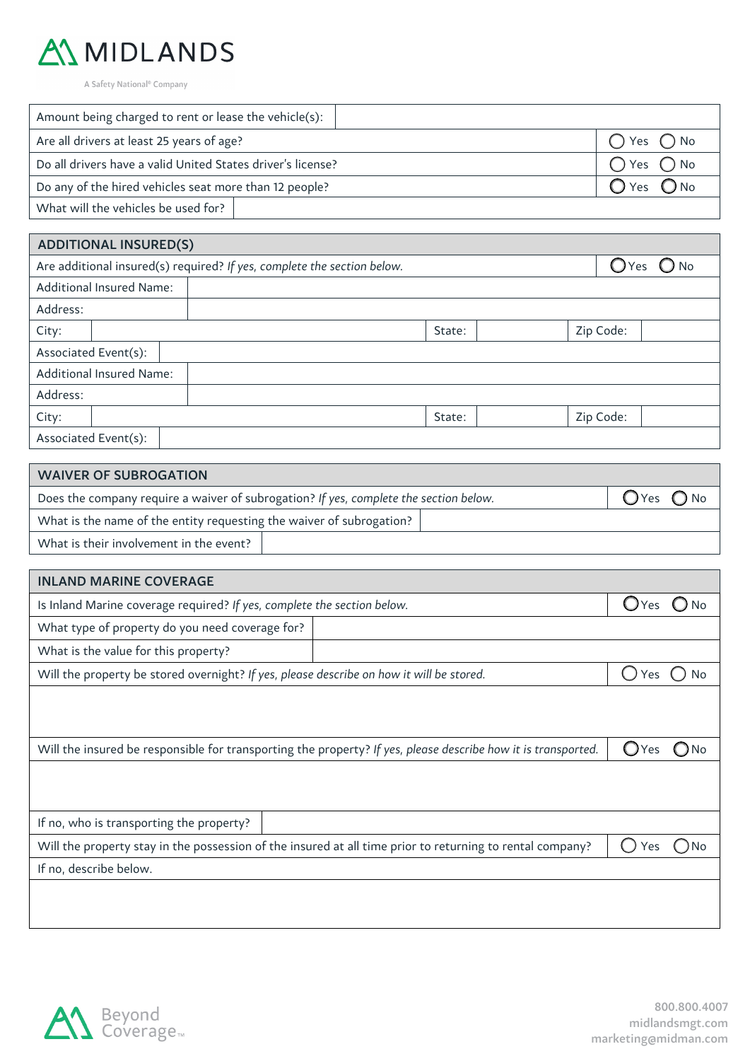MIDLANDS

A Safety National® Company

| Amount being charged to rent or lease the vehicle(s): | |
|---|---|
| Are all drivers at least 25 years of age? | ◯ Yes ◯ No |
| Do all drivers have a valid United States driver's license? | ◯ Yes ◯ No |
| Do any of the hired vehicles seat more than 12 people? | ◯ Yes ◯ No |
| What will the vehicles be used for? | |

## ADDITIONAL INSURED(S)

| Are additional insured(s) required? *If yes, complete the section below.* | | | | | ◯ Yes ◯ No |
|---|---|---|---|---|---|
| Additional Insured Name: | | | | | |
| Address: | | | | | |
| City: | | State: | | Zip Code: | |
| Associated Event(s): | | | | | |
| Additional Insured Name: | | | | | |
| Address: | | | | | |
| City: | | State: | | Zip Code: | |
| Associated Event(s): | | | | | |

## WAIVER OF SUBROGATION

| Does the company require a waiver of subrogation? *If yes, complete the section below.* | ◯ Yes ◯ No |
|---|---|
| What is the name of the entity requesting the waiver of subrogation? | |
| What is their involvement in the event? | |

## INLAND MARINE COVERAGE

| Is Inland Marine coverage required? *If yes, complete the section below.* | ◯ Yes ◯ No |
|---|---|
| What type of property do you need coverage for? | |
| What is the value for this property? | |
| Will the property be stored overnight? *If yes, please describe on how it will be stored.* | ◯ Yes ◯ No |
| | |
| Will the insured be responsible for transporting the property? *If yes, please describe how it is transported.* | ◯ Yes ◯ No |
| | |
| If no, who is transporting the property? | |
| Will the property stay in the possession of the insured at all time prior to returning to rental company? | ◯ Yes ◯ No |
| If no, describe below. | |
| | |

Beyond Coverage™

800.800.4007
midlandsmgt.com
marketing@midman.com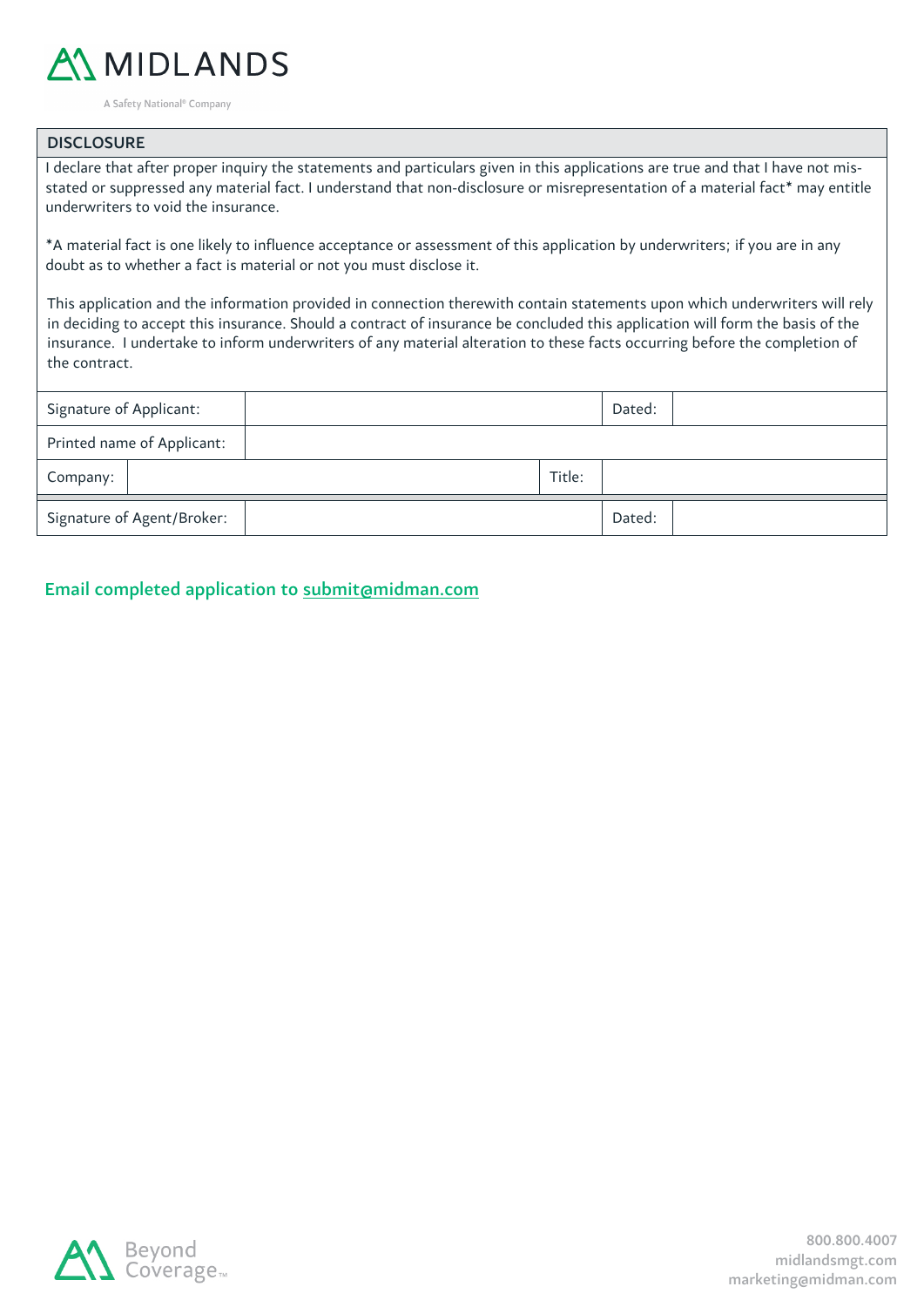MIDLANDS

A Safety National® Company

## DISCLOSURE

I declare that after proper inquiry the statements and particulars given in this applications are true and that I have not mis-stated or suppressed any material fact. I understand that non-disclosure or misrepresentation of a material fact* may entitle underwriters to void the insurance.

*A material fact is one likely to influence acceptance or assessment of this application by underwriters; if you are in any doubt as to whether a fact is material or not you must disclose it.

This application and the information provided in connection therewith contain statements upon which underwriters will rely in deciding to accept this insurance. Should a contract of insurance be concluded this application will form the basis of the insurance. I undertake to inform underwriters of any material alteration to these facts occurring before the completion of the contract.

| | | | |
|---|---|---|---|
| Signature of Applicant: | | Dated: | |
| Printed name of Applicant: | | | |
| Company: | | Title: | |
| Signature of Agent/Broker: | | Dated: | |

**Email completed application to submit@midman.com**

Beyond Coverage™

800.800.4007
midlandsmgt.com
marketing@midman.com